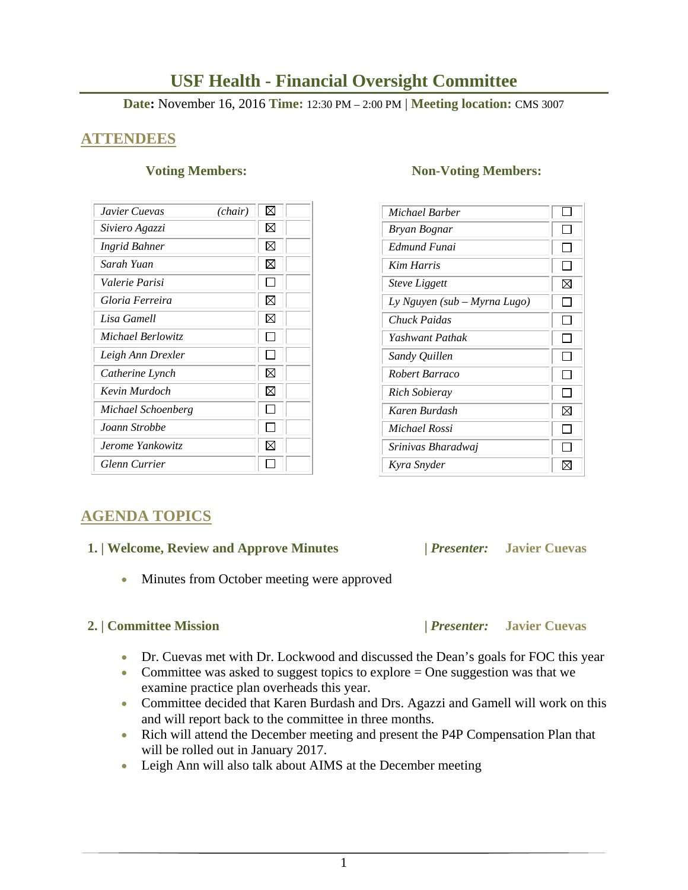# USF Health - Financial Oversight Committee

**Date:** November 16, 2016 **Time:** 12:30 PM – 2:00 PM | **Meeting location:** CMS 3007

## ATTENDEES

### Voting Members:

| Name | Present | |
|---|---|---|
| *Javier Cuevas (chair)* | ☒ | |
| *Siviero Agazzi* | ☒ | |
| *Ingrid Bahner* | ☒ | |
| *Sarah Yuan* | ☒ | |
| *Valerie Parisi* | ☐ | |
| *Gloria Ferreira* | ☒ | |
| *Lisa Gamell* | ☒ | |
| *Michael Berlowitz* | ☐ | |
| *Leigh Ann Drexler* | ☐ | |
| *Catherine Lynch* | ☒ | |
| *Kevin Murdoch* | ☒ | |
| *Michael Schoenberg* | ☐ | |
| *Joann Strobbe* | ☐ | |
| *Jerome Yankowitz* | ☒ | |
| *Glenn Currier* | ☐ | |

### Non-Voting Members:

| Name | Present |
|---|---|
| *Michael Barber* | ☐ |
| *Bryan Bognar* | ☐ |
| *Edmund Funai* | ☐ |
| *Kim Harris* | ☐ |
| *Steve Liggett* | ☒ |
| *Ly Nguyen (sub – Myrna Lugo)* | ☐ |
| *Chuck Paidas* | ☐ |
| *Yashwant Pathak* | ☐ |
| *Sandy Quillen* | ☐ |
| *Robert Barraco* | ☐ |
| *Rich Sobieray* | ☐ |
| *Karen Burdash* | ☒ |
| *Michael Rossi* | ☐ |
| *Srinivas Bharadwaj* | ☐ |
| *Kyra Snyder* | ☒ |

## AGENDA TOPICS

### 1. | Welcome, Review and Approve Minutes | *Presenter:* Javier Cuevas

- Minutes from October meeting were approved

### 2. | Committee Mission | *Presenter:* Javier Cuevas

- Dr. Cuevas met with Dr. Lockwood and discussed the Dean's goals for FOC this year
- Committee was asked to suggest topics to explore = One suggestion was that we examine practice plan overheads this year.
- Committee decided that Karen Burdash and Drs. Agazzi and Gamell will work on this and will report back to the committee in three months.
- Rich will attend the December meeting and present the P4P Compensation Plan that will be rolled out in January 2017.
- Leigh Ann will also talk about AIMS at the December meeting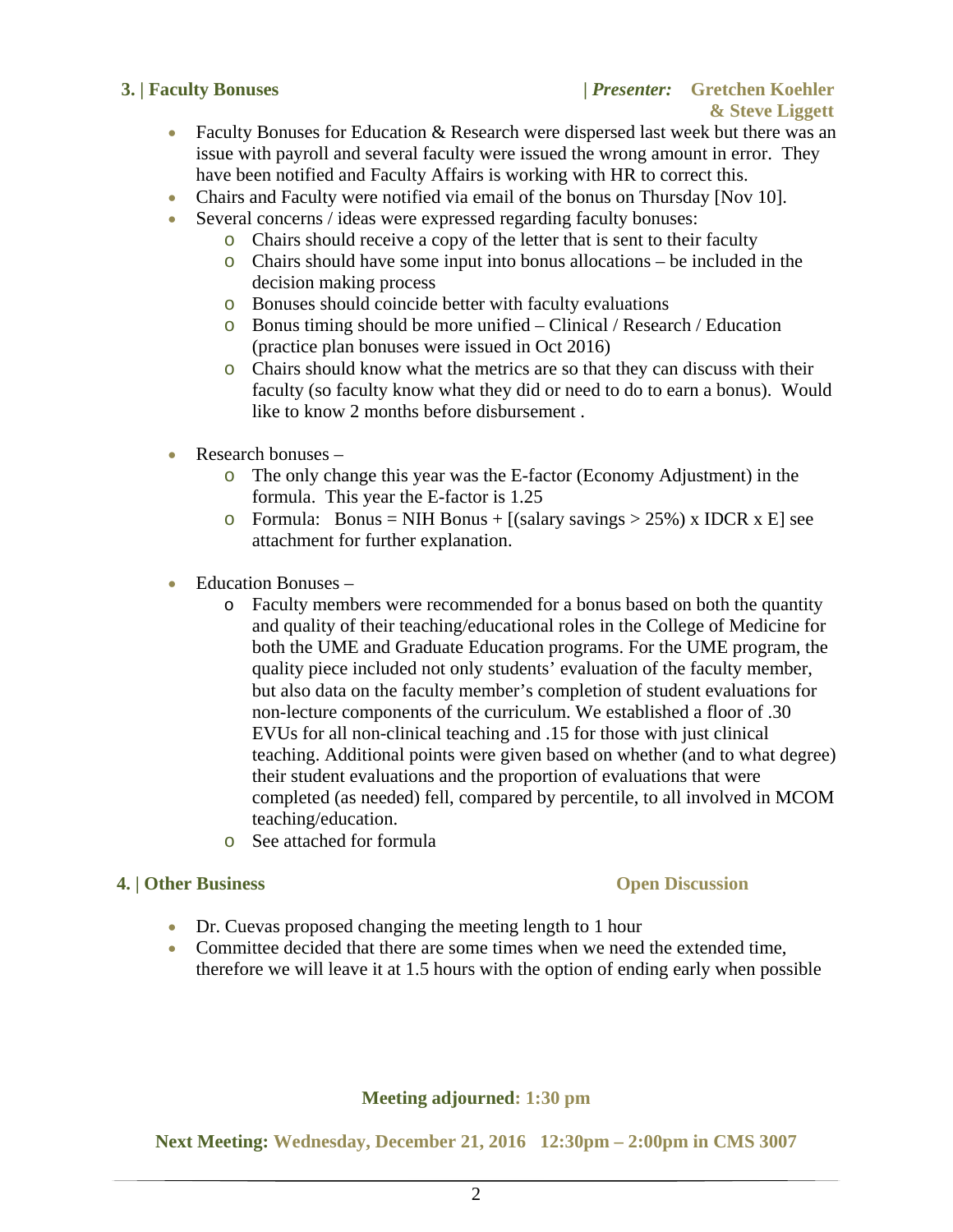### 3. | Faculty Bonuses | *Presenter:* Gretchen Koehler & Steve Liggett

- Faculty Bonuses for Education & Research were dispersed last week but there was an issue with payroll and several faculty were issued the wrong amount in error. They have been notified and Faculty Affairs is working with HR to correct this.
- Chairs and Faculty were notified via email of the bonus on Thursday [Nov 10].
- Several concerns / ideas were expressed regarding faculty bonuses:
  - Chairs should receive a copy of the letter that is sent to their faculty
  - Chairs should have some input into bonus allocations – be included in the decision making process
  - Bonuses should coincide better with faculty evaluations
  - Bonus timing should be more unified – Clinical / Research / Education (practice plan bonuses were issued in Oct 2016)
  - Chairs should know what the metrics are so that they can discuss with their faculty (so faculty know what they did or need to do to earn a bonus). Would like to know 2 months before disbursement .

- Research bonuses –
  - The only change this year was the E-factor (Economy Adjustment) in the formula. This year the E-factor is 1.25
  - Formula: Bonus = NIH Bonus + [(salary savings > 25%) x IDCR x E] see attachment for further explanation.

- Education Bonuses –
  - Faculty members were recommended for a bonus based on both the quantity and quality of their teaching/educational roles in the College of Medicine for both the UME and Graduate Education programs. For the UME program, the quality piece included not only students' evaluation of the faculty member, but also data on the faculty member's completion of student evaluations for non-lecture components of the curriculum. We established a floor of .30 EVUs for all non-clinical teaching and .15 for those with just clinical teaching. Additional points were given based on whether (and to what degree) their student evaluations and the proportion of evaluations that were completed (as needed) fell, compared by percentile, to all involved in MCOM teaching/education.
  - See attached for formula

### 4. | Other Business Open Discussion

- Dr. Cuevas proposed changing the meeting length to 1 hour
- Committee decided that there are some times when we need the extended time, therefore we will leave it at 1.5 hours with the option of ending early when possible

**Meeting adjourned: 1:30 pm**

**Next Meeting: Wednesday, December 21, 2016 12:30pm – 2:00pm in CMS 3007**